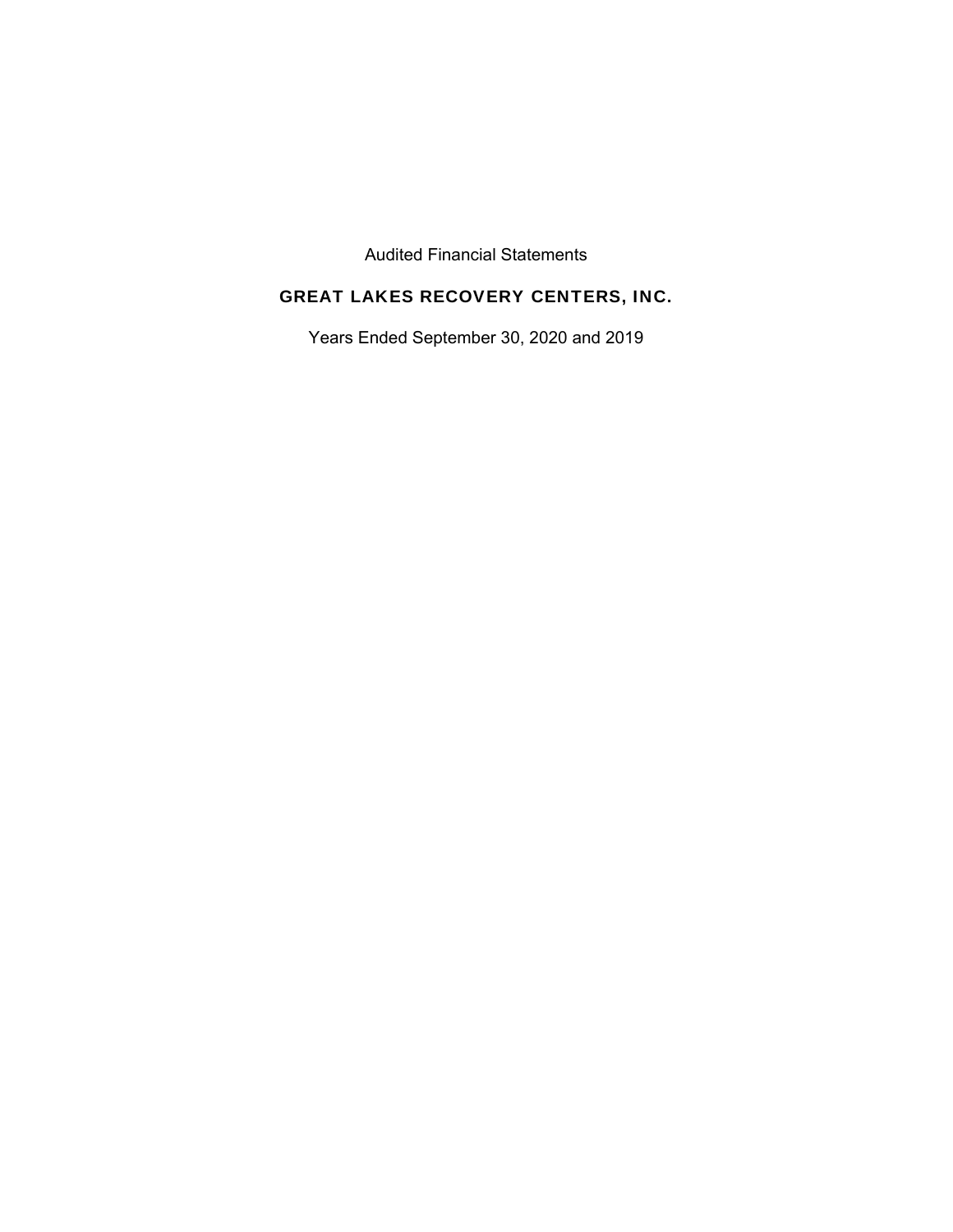Audited Financial Statements

# GREAT LAKES RECOVERY CENTERS, INC.

Years Ended September 30, 2020 and 2019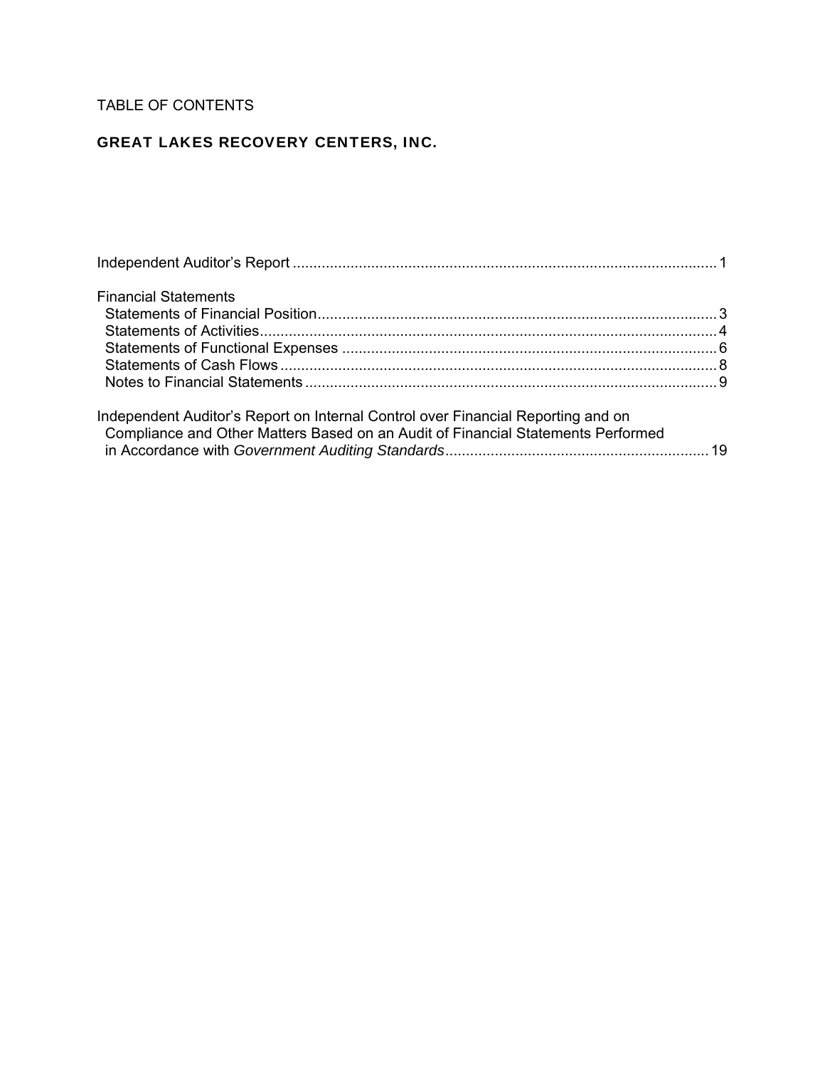TABLE OF CONTENTS

**GREAT LAKES RECOVERY CENTERS, INC.**

Independent Auditor's Report ........................................................................................................ 1

Financial Statements
- Statements of Financial Position ................................................................................................. 3
- Statements of Activities ............................................................................................................... 4
- Statements of Functional Expenses ........................................................................................... 6
- Statements of Cash Flows ........................................................................................................... 8
- Notes to Financial Statements ..................................................................................................... 9

Independent Auditor's Report on Internal Control over Financial Reporting and on Compliance and Other Matters Based on an Audit of Financial Statements Performed in Accordance with *Government Auditing Standards* ................................................................ 19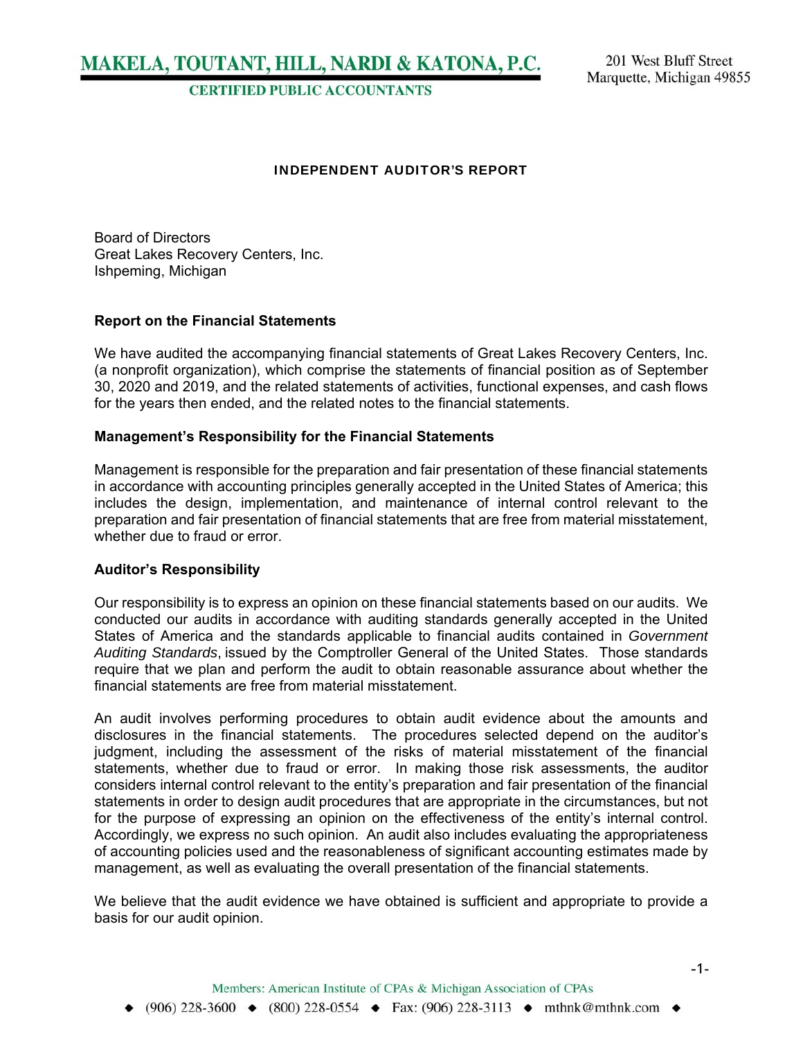**MAKELA, TOUTANT, HILL, NARDI & KATONA, P.C.**
**CERTIFIED PUBLIC ACCOUNTANTS**

201 West Bluff Street
Marquette, Michigan 49855

## INDEPENDENT AUDITOR'S REPORT

Board of Directors
Great Lakes Recovery Centers, Inc.
Ishpeming, Michigan

### Report on the Financial Statements

We have audited the accompanying financial statements of Great Lakes Recovery Centers, Inc. (a nonprofit organization), which comprise the statements of financial position as of September 30, 2020 and 2019, and the related statements of activities, functional expenses, and cash flows for the years then ended, and the related notes to the financial statements.

### Management's Responsibility for the Financial Statements

Management is responsible for the preparation and fair presentation of these financial statements in accordance with accounting principles generally accepted in the United States of America; this includes the design, implementation, and maintenance of internal control relevant to the preparation and fair presentation of financial statements that are free from material misstatement, whether due to fraud or error.

### Auditor's Responsibility

Our responsibility is to express an opinion on these financial statements based on our audits. We conducted our audits in accordance with auditing standards generally accepted in the United States of America and the standards applicable to financial audits contained in *Government Auditing Standards*, issued by the Comptroller General of the United States. Those standards require that we plan and perform the audit to obtain reasonable assurance about whether the financial statements are free from material misstatement.

An audit involves performing procedures to obtain audit evidence about the amounts and disclosures in the financial statements. The procedures selected depend on the auditor's judgment, including the assessment of the risks of material misstatement of the financial statements, whether due to fraud or error. In making those risk assessments, the auditor considers internal control relevant to the entity's preparation and fair presentation of the financial statements in order to design audit procedures that are appropriate in the circumstances, but not for the purpose of expressing an opinion on the effectiveness of the entity's internal control. Accordingly, we express no such opinion. An audit also includes evaluating the appropriateness of accounting policies used and the reasonableness of significant accounting estimates made by management, as well as evaluating the overall presentation of the financial statements.

We believe that the audit evidence we have obtained is sufficient and appropriate to provide a basis for our audit opinion.

Members: American Institute of CPAs & Michigan Association of CPAs

◆ (906) 228-3600 ◆ (800) 228-0554 ◆ Fax: (906) 228-3113 ◆ mthnk@mthnk.com ◆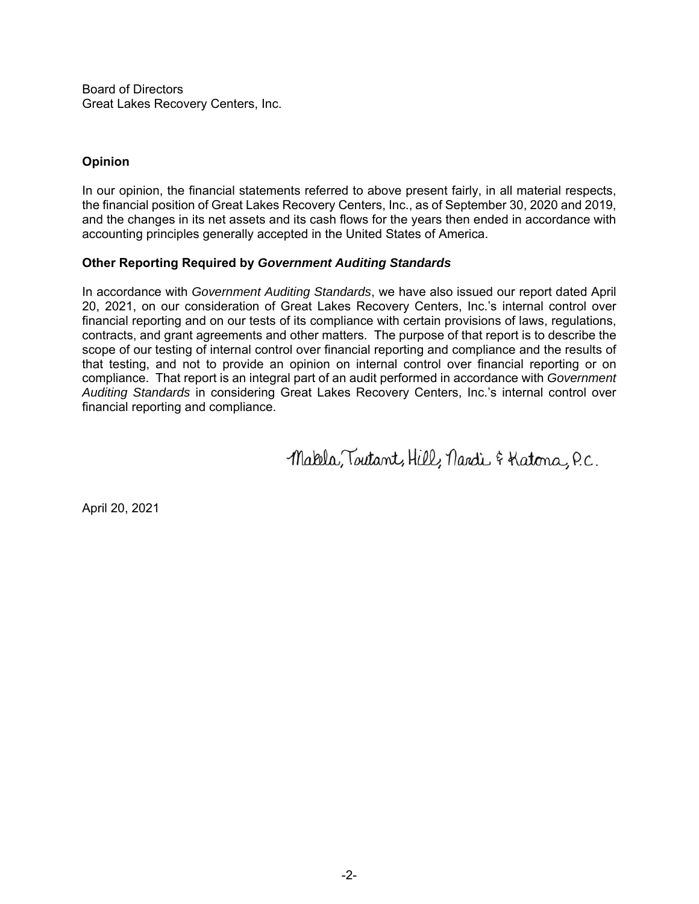Board of Directors
Great Lakes Recovery Centers, Inc.

## Opinion

In our opinion, the financial statements referred to above present fairly, in all material respects, the financial position of Great Lakes Recovery Centers, Inc., as of September 30, 2020 and 2019, and the changes in its net assets and its cash flows for the years then ended in accordance with accounting principles generally accepted in the United States of America.

## Other Reporting Required by *Government Auditing Standards*

In accordance with *Government Auditing Standards*, we have also issued our report dated April 20, 2021, on our consideration of Great Lakes Recovery Centers, Inc.'s internal control over financial reporting and on our tests of its compliance with certain provisions of laws, regulations, contracts, and grant agreements and other matters. The purpose of that report is to describe the scope of our testing of internal control over financial reporting and compliance and the results of that testing, and not to provide an opinion on internal control over financial reporting or on compliance. That report is an integral part of an audit performed in accordance with *Government Auditing Standards* in considering Great Lakes Recovery Centers, Inc.'s internal control over financial reporting and compliance.

Makela, Toutant, Hill, Nardi & Katona, P.C.

April 20, 2021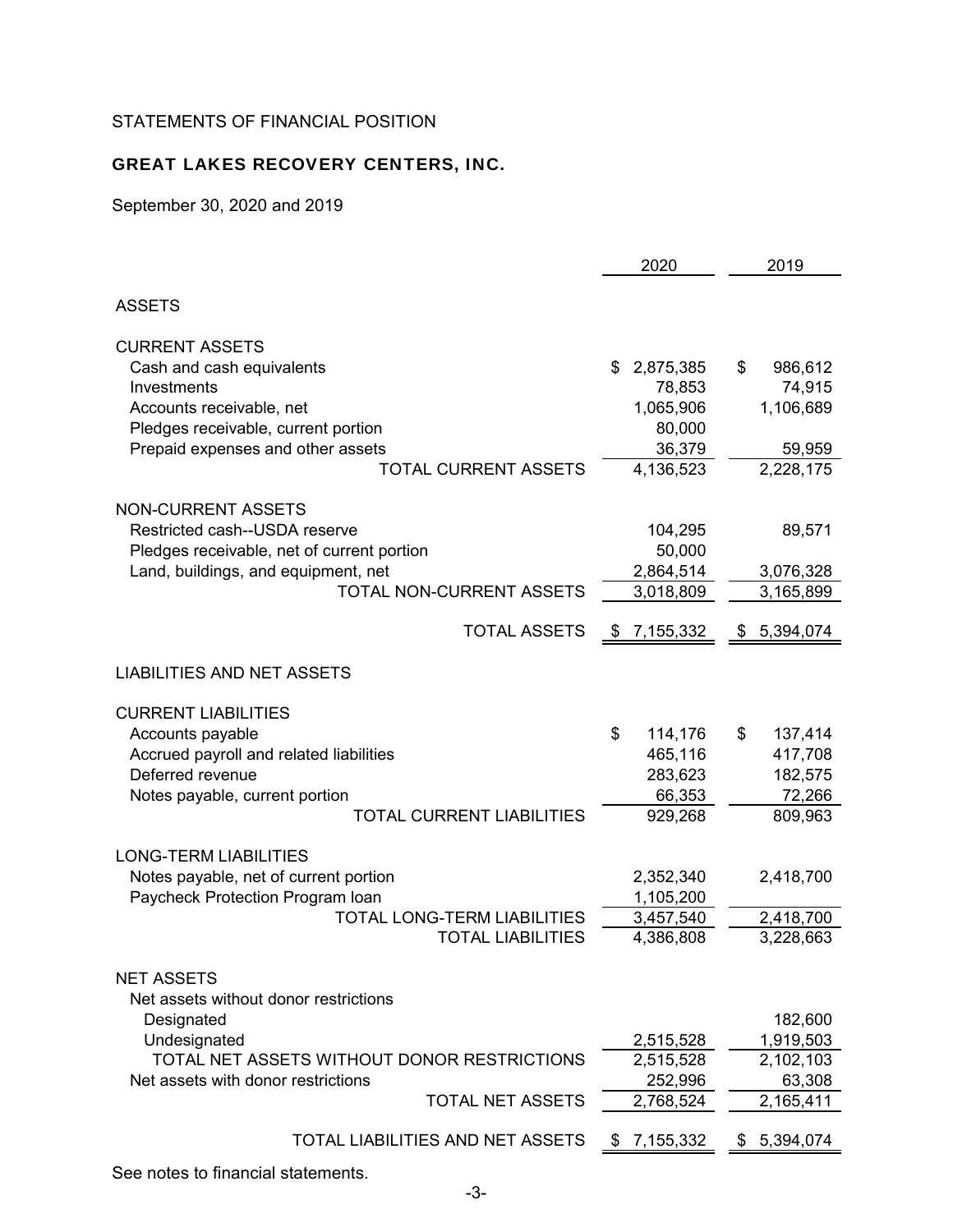STATEMENTS OF FINANCIAL POSITION

## GREAT LAKES RECOVERY CENTERS, INC.

September 30, 2020 and 2019

| | 2020 | 2019 |
|---|---|---|
| **ASSETS** | | |
| CURRENT ASSETS | | |
| Cash and cash equivalents | $ 2,875,385 | $ 986,612 |
| Investments | 78,853 | 74,915 |
| Accounts receivable, net | 1,065,906 | 1,106,689 |
| Pledges receivable, current portion | 80,000 | |
| Prepaid expenses and other assets | 36,379 | 59,959 |
| TOTAL CURRENT ASSETS | 4,136,523 | 2,228,175 |
| NON-CURRENT ASSETS | | |
| Restricted cash--USDA reserve | 104,295 | 89,571 |
| Pledges receivable, net of current portion | 50,000 | |
| Land, buildings, and equipment, net | 2,864,514 | 3,076,328 |
| TOTAL NON-CURRENT ASSETS | 3,018,809 | 3,165,899 |
| TOTAL ASSETS | $ 7,155,332 | $ 5,394,074 |
| **LIABILITIES AND NET ASSETS** | | |
| CURRENT LIABILITIES | | |
| Accounts payable | $ 114,176 | $ 137,414 |
| Accrued payroll and related liabilities | 465,116 | 417,708 |
| Deferred revenue | 283,623 | 182,575 |
| Notes payable, current portion | 66,353 | 72,266 |
| TOTAL CURRENT LIABILITIES | 929,268 | 809,963 |
| LONG-TERM LIABILITIES | | |
| Notes payable, net of current portion | 2,352,340 | 2,418,700 |
| Paycheck Protection Program loan | 1,105,200 | |
| TOTAL LONG-TERM LIABILITIES | 3,457,540 | 2,418,700 |
| TOTAL LIABILITIES | 4,386,808 | 3,228,663 |
| NET ASSETS | | |
| Net assets without donor restrictions | | |
| Designated | | 182,600 |
| Undesignated | 2,515,528 | 1,919,503 |
| TOTAL NET ASSETS WITHOUT DONOR RESTRICTIONS | 2,515,528 | 2,102,103 |
| Net assets with donor restrictions | 252,996 | 63,308 |
| TOTAL NET ASSETS | 2,768,524 | 2,165,411 |
| TOTAL LIABILITIES AND NET ASSETS | $ 7,155,332 | $ 5,394,074 |

See notes to financial statements.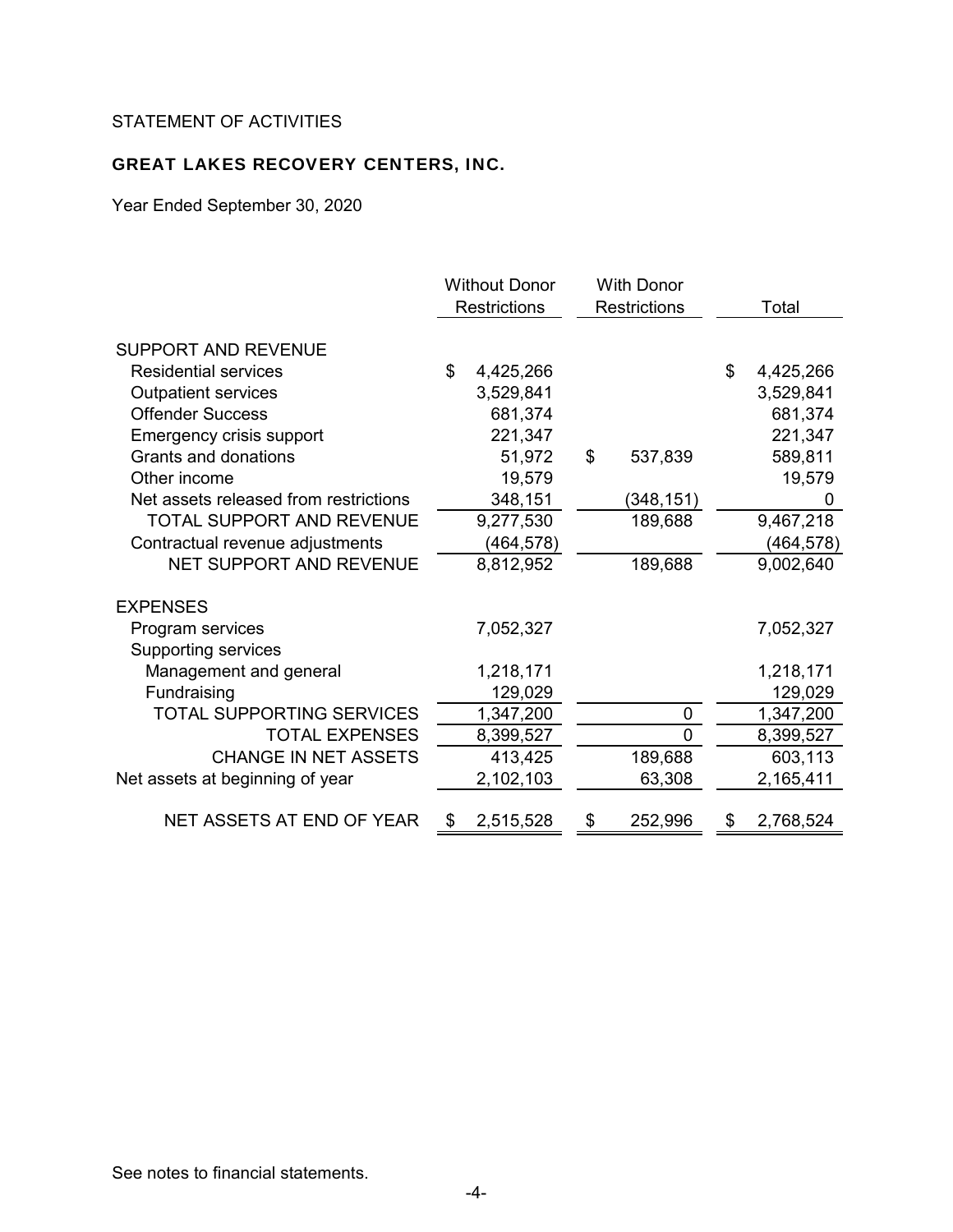STATEMENT OF ACTIVITIES

**GREAT LAKES RECOVERY CENTERS, INC.**

Year Ended September 30, 2020

| | Without Donor Restrictions | With Donor Restrictions | Total |
|---|---|---|---|
| SUPPORT AND REVENUE | | | |
| Residential services | $ 4,425,266 | | $ 4,425,266 |
| Outpatient services | 3,529,841 | | 3,529,841 |
| Offender Success | 681,374 | | 681,374 |
| Emergency crisis support | 221,347 | | 221,347 |
| Grants and donations | 51,972 | $ 537,839 | 589,811 |
| Other income | 19,579 | | 19,579 |
| Net assets released from restrictions | 348,151 | (348,151) | 0 |
| TOTAL SUPPORT AND REVENUE | 9,277,530 | 189,688 | 9,467,218 |
| Contractual revenue adjustments | (464,578) | | (464,578) |
| NET SUPPORT AND REVENUE | 8,812,952 | 189,688 | 9,002,640 |
| EXPENSES | | | |
| Program services | 7,052,327 | | 7,052,327 |
| Supporting services | | | |
| Management and general | 1,218,171 | | 1,218,171 |
| Fundraising | 129,029 | | 129,029 |
| TOTAL SUPPORTING SERVICES | 1,347,200 | 0 | 1,347,200 |
| TOTAL EXPENSES | 8,399,527 | 0 | 8,399,527 |
| CHANGE IN NET ASSETS | 413,425 | 189,688 | 603,113 |
| Net assets at beginning of year | 2,102,103 | 63,308 | 2,165,411 |
| NET ASSETS AT END OF YEAR | $ 2,515,528 | $ 252,996 | $ 2,768,524 |

See notes to financial statements.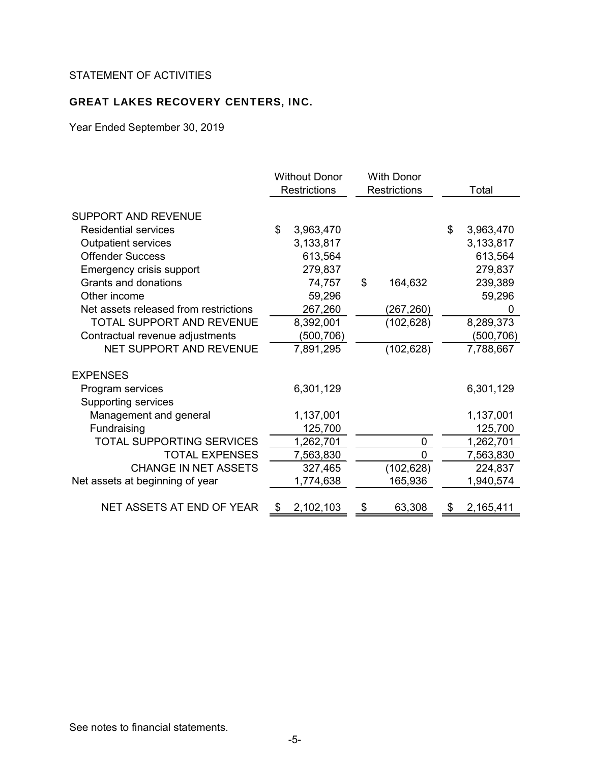STATEMENT OF ACTIVITIES

## GREAT LAKES RECOVERY CENTERS, INC.

Year Ended September 30, 2019

| | Without Donor Restrictions | With Donor Restrictions | Total |
|---|---|---|---|
| SUPPORT AND REVENUE | | | |
| Residential services | $ 3,963,470 | | $ 3,963,470 |
| Outpatient services | 3,133,817 | | 3,133,817 |
| Offender Success | 613,564 | | 613,564 |
| Emergency crisis support | 279,837 | | 279,837 |
| Grants and donations | 74,757 | $ 164,632 | 239,389 |
| Other income | 59,296 | | 59,296 |
| Net assets released from restrictions | 267,260 | (267,260) | 0 |
| TOTAL SUPPORT AND REVENUE | 8,392,001 | (102,628) | 8,289,373 |
| Contractual revenue adjustments | (500,706) | | (500,706) |
| NET SUPPORT AND REVENUE | 7,891,295 | (102,628) | 7,788,667 |
| EXPENSES | | | |
| Program services | 6,301,129 | | 6,301,129 |
| Supporting services | | | |
| Management and general | 1,137,001 | | 1,137,001 |
| Fundraising | 125,700 | | 125,700 |
| TOTAL SUPPORTING SERVICES | 1,262,701 | 0 | 1,262,701 |
| TOTAL EXPENSES | 7,563,830 | 0 | 7,563,830 |
| CHANGE IN NET ASSETS | 327,465 | (102,628) | 224,837 |
| Net assets at beginning of year | 1,774,638 | 165,936 | 1,940,574 |
| NET ASSETS AT END OF YEAR | $ 2,102,103 | $ 63,308 | $ 2,165,411 |

See notes to financial statements.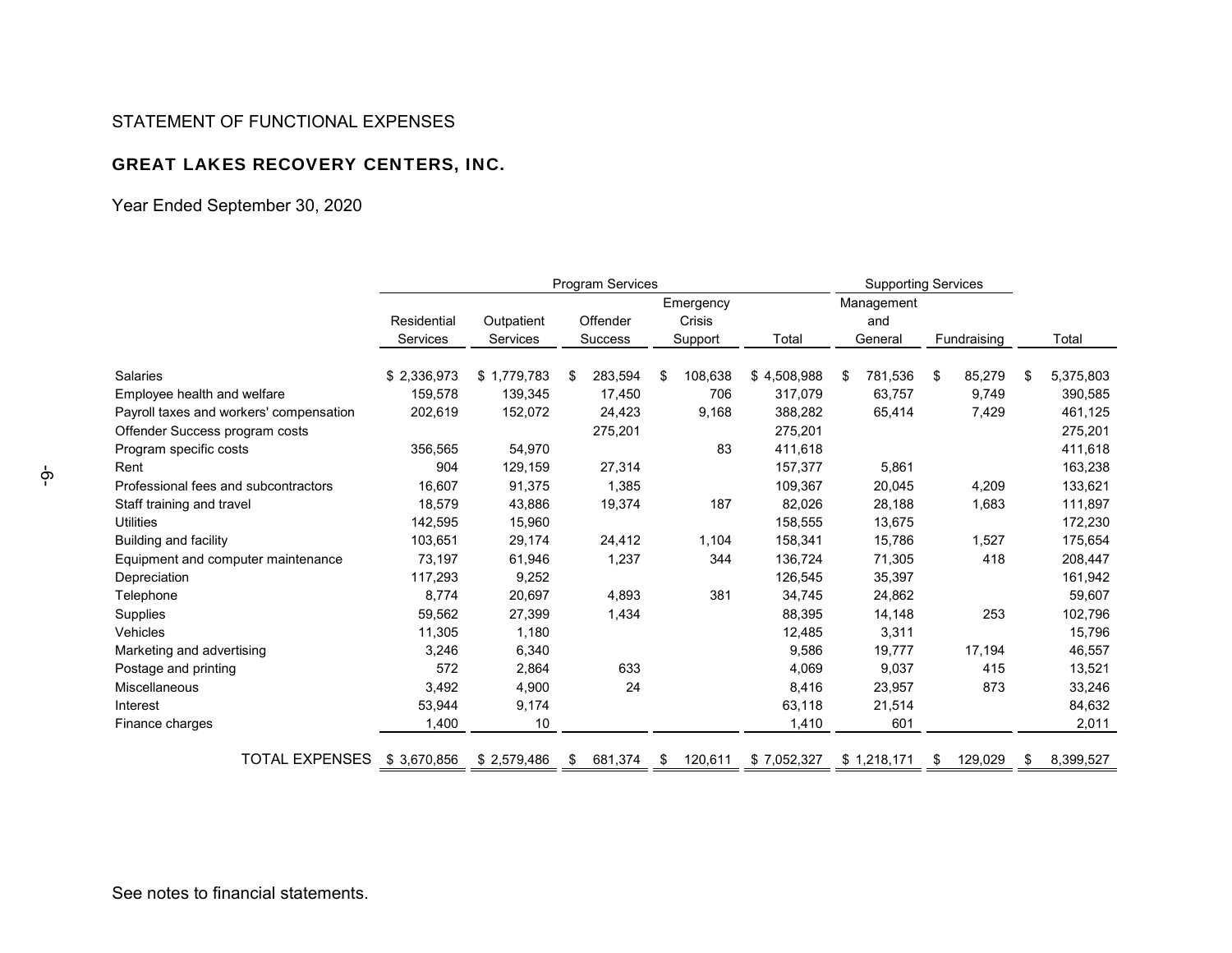STATEMENT OF FUNCTIONAL EXPENSES

**GREAT LAKES RECOVERY CENTERS, INC.**

Year Ended September 30, 2020

| | Program Services | | | | | Supporting Services | | |
|---|---|---|---|---|---|---|---|---|
| | Residential Services | Outpatient Services | Offender Success | Emergency Crisis Support | Total | Management and General | Fundraising | Total |
| Salaries | $ 2,336,973 | $ 1,779,783 | $ 283,594 | $ 108,638 | $ 4,508,988 | $ 781,536 | $ 85,279 | $ 5,375,803 |
| Employee health and welfare | 159,578 | 139,345 | 17,450 | 706 | 317,079 | 63,757 | 9,749 | 390,585 |
| Payroll taxes and workers' compensation | 202,619 | 152,072 | 24,423 | 9,168 | 388,282 | 65,414 | 7,429 | 461,125 |
| Offender Success program costs | | | 275,201 | | 275,201 | | | 275,201 |
| Program specific costs | 356,565 | 54,970 | | 83 | 411,618 | | | 411,618 |
| Rent | 904 | 129,159 | 27,314 | | 157,377 | 5,861 | | 163,238 |
| Professional fees and subcontractors | 16,607 | 91,375 | 1,385 | | 109,367 | 20,045 | 4,209 | 133,621 |
| Staff training and travel | 18,579 | 43,886 | 19,374 | 187 | 82,026 | 28,188 | 1,683 | 111,897 |
| Utilities | 142,595 | 15,960 | | | 158,555 | 13,675 | | 172,230 |
| Building and facility | 103,651 | 29,174 | 24,412 | 1,104 | 158,341 | 15,786 | 1,527 | 175,654 |
| Equipment and computer maintenance | 73,197 | 61,946 | 1,237 | 344 | 136,724 | 71,305 | 418 | 208,447 |
| Depreciation | 117,293 | 9,252 | | | 126,545 | 35,397 | | 161,942 |
| Telephone | 8,774 | 20,697 | 4,893 | 381 | 34,745 | 24,862 | | 59,607 |
| Supplies | 59,562 | 27,399 | 1,434 | | 88,395 | 14,148 | 253 | 102,796 |
| Vehicles | 11,305 | 1,180 | | | 12,485 | 3,311 | | 15,796 |
| Marketing and advertising | 3,246 | 6,340 | | | 9,586 | 19,777 | 17,194 | 46,557 |
| Postage and printing | 572 | 2,864 | 633 | | 4,069 | 9,037 | 415 | 13,521 |
| Miscellaneous | 3,492 | 4,900 | 24 | | 8,416 | 23,957 | 873 | 33,246 |
| Interest | 53,944 | 9,174 | | | 63,118 | 21,514 | | 84,632 |
| Finance charges | 1,400 | 10 | | | 1,410 | 601 | | 2,011 |
| TOTAL EXPENSES | $ 3,670,856 | $ 2,579,486 | $ 681,374 | $ 120,611 | $ 7,052,327 | $ 1,218,171 | $ 129,029 | $ 8,399,527 |

See notes to financial statements.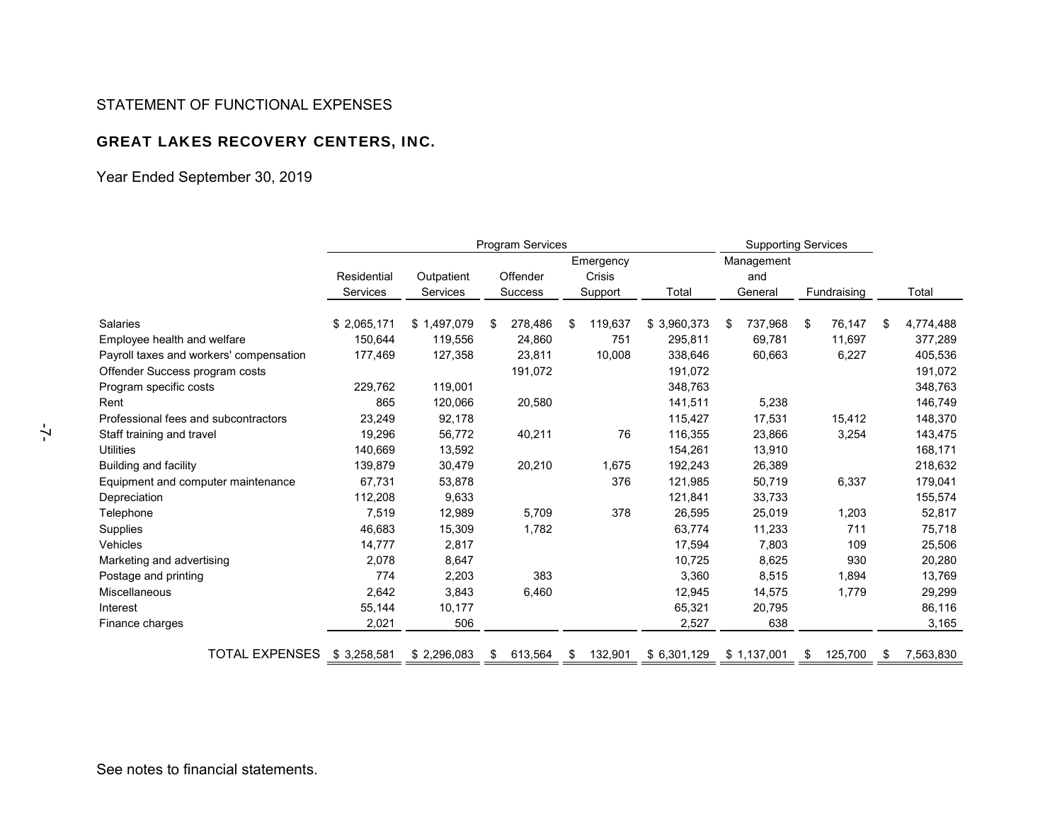STATEMENT OF FUNCTIONAL EXPENSES

**GREAT LAKES RECOVERY CENTERS, INC.**

Year Ended September 30, 2019

| | Program Services | | | | | Supporting Services | | |
|---|---|---|---|---|---|---|---|---|
| | Residential Services | Outpatient Services | Offender Success | Emergency Crisis Support | Total | Management and General | Fundraising | Total |
| Salaries | $ 2,065,171 | $ 1,497,079 | $ 278,486 | $ 119,637 | $ 3,960,373 | $ 737,968 | $ 76,147 | $ 4,774,488 |
| Employee health and welfare | 150,644 | 119,556 | 24,860 | 751 | 295,811 | 69,781 | 11,697 | 377,289 |
| Payroll taxes and workers' compensation | 177,469 | 127,358 | 23,811 | 10,008 | 338,646 | 60,663 | 6,227 | 405,536 |
| Offender Success program costs | | | 191,072 | | 191,072 | | | 191,072 |
| Program specific costs | 229,762 | 119,001 | | | 348,763 | | | 348,763 |
| Rent | 865 | 120,066 | 20,580 | | 141,511 | 5,238 | | 146,749 |
| Professional fees and subcontractors | 23,249 | 92,178 | | | 115,427 | 17,531 | 15,412 | 148,370 |
| Staff training and travel | 19,296 | 56,772 | 40,211 | 76 | 116,355 | 23,866 | 3,254 | 143,475 |
| Utilities | 140,669 | 13,592 | | | 154,261 | 13,910 | | 168,171 |
| Building and facility | 139,879 | 30,479 | 20,210 | 1,675 | 192,243 | 26,389 | | 218,632 |
| Equipment and computer maintenance | 67,731 | 53,878 | | 376 | 121,985 | 50,719 | 6,337 | 179,041 |
| Depreciation | 112,208 | 9,633 | | | 121,841 | 33,733 | | 155,574 |
| Telephone | 7,519 | 12,989 | 5,709 | 378 | 26,595 | 25,019 | 1,203 | 52,817 |
| Supplies | 46,683 | 15,309 | 1,782 | | 63,774 | 11,233 | 711 | 75,718 |
| Vehicles | 14,777 | 2,817 | | | 17,594 | 7,803 | 109 | 25,506 |
| Marketing and advertising | 2,078 | 8,647 | | | 10,725 | 8,625 | 930 | 20,280 |
| Postage and printing | 774 | 2,203 | 383 | | 3,360 | 8,515 | 1,894 | 13,769 |
| Miscellaneous | 2,642 | 3,843 | 6,460 | | 12,945 | 14,575 | 1,779 | 29,299 |
| Interest | 55,144 | 10,177 | | | 65,321 | 20,795 | | 86,116 |
| Finance charges | 2,021 | 506 | | | 2,527 | 638 | | 3,165 |
| TOTAL EXPENSES | $ 3,258,581 | $ 2,296,083 | $ 613,564 | $ 132,901 | $ 6,301,129 | $ 1,137,001 | $ 125,700 | $ 7,563,830 |

See notes to financial statements.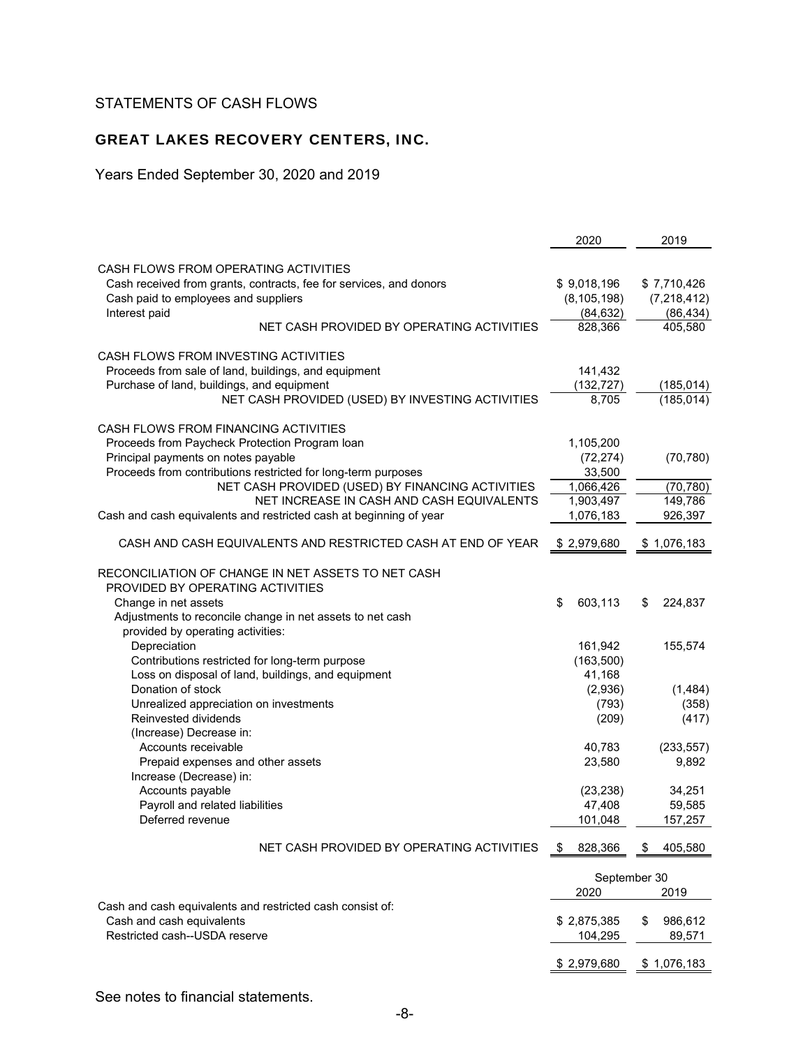# STATEMENTS OF CASH FLOWS

## GREAT LAKES RECOVERY CENTERS, INC.

Years Ended September 30, 2020 and 2019

| | 2020 | 2019 |
|---|---|---|
| CASH FLOWS FROM OPERATING ACTIVITIES | | |
| Cash received from grants, contracts, fee for services, and donors | $ 9,018,196 | $ 7,710,426 |
| Cash paid to employees and suppliers | (8,105,198) | (7,218,412) |
| Interest paid | (84,632) | (86,434) |
| NET CASH PROVIDED BY OPERATING ACTIVITIES | 828,366 | 405,580 |
| CASH FLOWS FROM INVESTING ACTIVITIES | | |
| Proceeds from sale of land, buildings, and equipment | 141,432 | |
| Purchase of land, buildings, and equipment | (132,727) | (185,014) |
| NET CASH PROVIDED (USED) BY INVESTING ACTIVITIES | 8,705 | (185,014) |
| CASH FLOWS FROM FINANCING ACTIVITIES | | |
| Proceeds from Paycheck Protection Program loan | 1,105,200 | |
| Principal payments on notes payable | (72,274) | (70,780) |
| Proceeds from contributions restricted for long-term purposes | 33,500 | |
| NET CASH PROVIDED (USED) BY FINANCING ACTIVITIES | 1,066,426 | (70,780) |
| NET INCREASE IN CASH AND CASH EQUIVALENTS | 1,903,497 | 149,786 |
| Cash and cash equivalents and restricted cash at beginning of year | 1,076,183 | 926,397 |
| CASH AND CASH EQUIVALENTS AND RESTRICTED CASH AT END OF YEAR | $ 2,979,680 | $ 1,076,183 |
| RECONCILIATION OF CHANGE IN NET ASSETS TO NET CASH PROVIDED BY OPERATING ACTIVITIES | | |
| Change in net assets | $ 603,113 | $ 224,837 |
| Adjustments to reconcile change in net assets to net cash provided by operating activities: | | |
| Depreciation | 161,942 | 155,574 |
| Contributions restricted for long-term purpose | (163,500) | |
| Loss on disposal of land, buildings, and equipment | 41,168 | |
| Donation of stock | (2,936) | (1,484) |
| Unrealized appreciation on investments | (793) | (358) |
| Reinvested dividends | (209) | (417) |
| (Increase) Decrease in: | | |
| Accounts receivable | 40,783 | (233,557) |
| Prepaid expenses and other assets | 23,580 | 9,892 |
| Increase (Decrease) in: | | |
| Accounts payable | (23,238) | 34,251 |
| Payroll and related liabilities | 47,408 | 59,585 |
| Deferred revenue | 101,048 | 157,257 |
| NET CASH PROVIDED BY OPERATING ACTIVITIES | $ 828,366 | $ 405,580 |

| | September 30 | |
|---|---|---|
| | 2020 | 2019 |
| Cash and cash equivalents and restricted cash consist of: | | |
| Cash and cash equivalents | $ 2,875,385 | $ 986,612 |
| Restricted cash--USDA reserve | 104,295 | 89,571 |
| | $ 2,979,680 | $ 1,076,183 |

See notes to financial statements.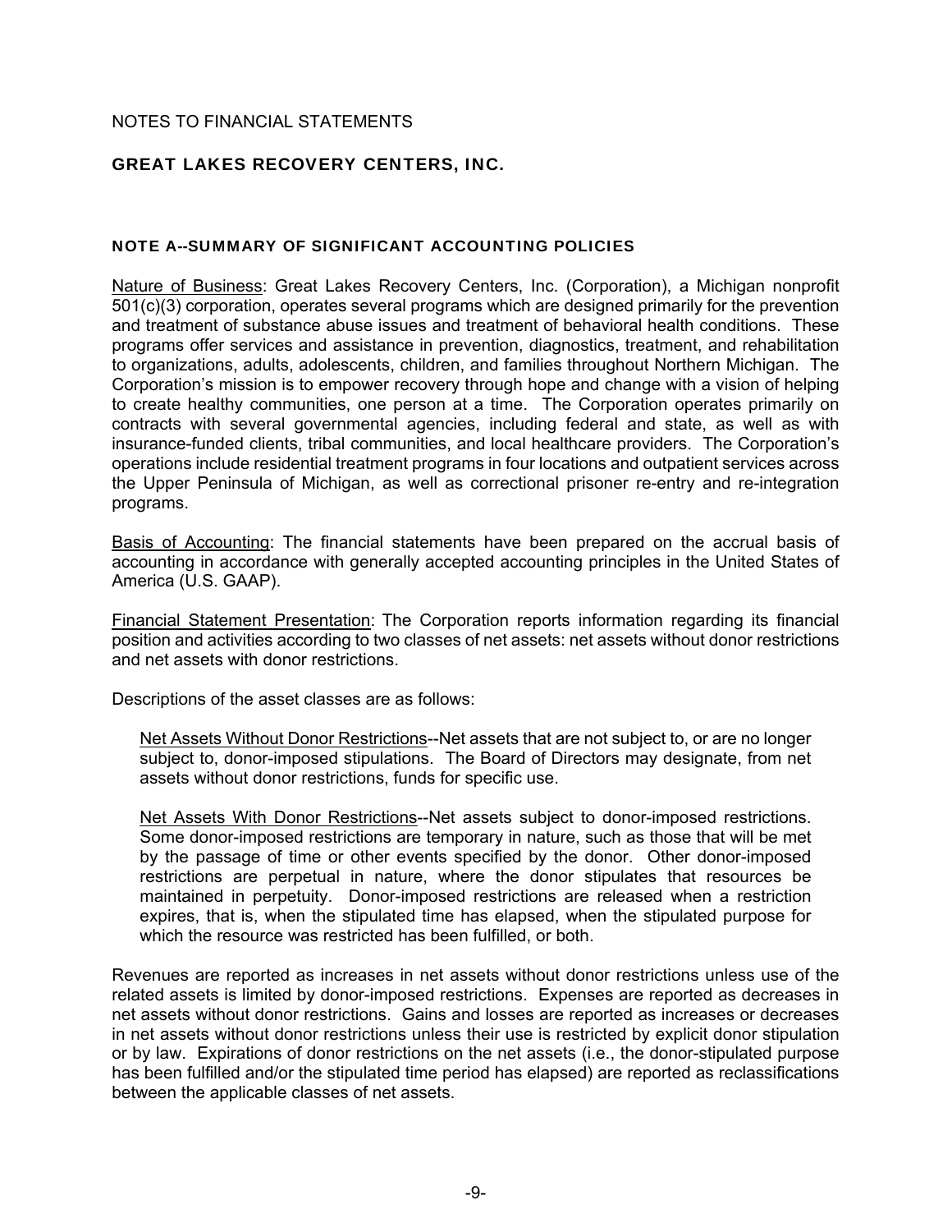NOTES TO FINANCIAL STATEMENTS

## GREAT LAKES RECOVERY CENTERS, INC.

### NOTE A--SUMMARY OF SIGNIFICANT ACCOUNTING POLICIES

Nature of Business: Great Lakes Recovery Centers, Inc. (Corporation), a Michigan nonprofit 501(c)(3) corporation, operates several programs which are designed primarily for the prevention and treatment of substance abuse issues and treatment of behavioral health conditions. These programs offer services and assistance in prevention, diagnostics, treatment, and rehabilitation to organizations, adults, adolescents, children, and families throughout Northern Michigan. The Corporation's mission is to empower recovery through hope and change with a vision of helping to create healthy communities, one person at a time. The Corporation operates primarily on contracts with several governmental agencies, including federal and state, as well as with insurance-funded clients, tribal communities, and local healthcare providers. The Corporation's operations include residential treatment programs in four locations and outpatient services across the Upper Peninsula of Michigan, as well as correctional prisoner re-entry and re-integration programs.

Basis of Accounting: The financial statements have been prepared on the accrual basis of accounting in accordance with generally accepted accounting principles in the United States of America (U.S. GAAP).

Financial Statement Presentation: The Corporation reports information regarding its financial position and activities according to two classes of net assets: net assets without donor restrictions and net assets with donor restrictions.

Descriptions of the asset classes are as follows:

Net Assets Without Donor Restrictions--Net assets that are not subject to, or are no longer subject to, donor-imposed stipulations. The Board of Directors may designate, from net assets without donor restrictions, funds for specific use.

Net Assets With Donor Restrictions--Net assets subject to donor-imposed restrictions. Some donor-imposed restrictions are temporary in nature, such as those that will be met by the passage of time or other events specified by the donor. Other donor-imposed restrictions are perpetual in nature, where the donor stipulates that resources be maintained in perpetuity. Donor-imposed restrictions are released when a restriction expires, that is, when the stipulated time has elapsed, when the stipulated purpose for which the resource was restricted has been fulfilled, or both.

Revenues are reported as increases in net assets without donor restrictions unless use of the related assets is limited by donor-imposed restrictions. Expenses are reported as decreases in net assets without donor restrictions. Gains and losses are reported as increases or decreases in net assets without donor restrictions unless their use is restricted by explicit donor stipulation or by law. Expirations of donor restrictions on the net assets (i.e., the donor-stipulated purpose has been fulfilled and/or the stipulated time period has elapsed) are reported as reclassifications between the applicable classes of net assets.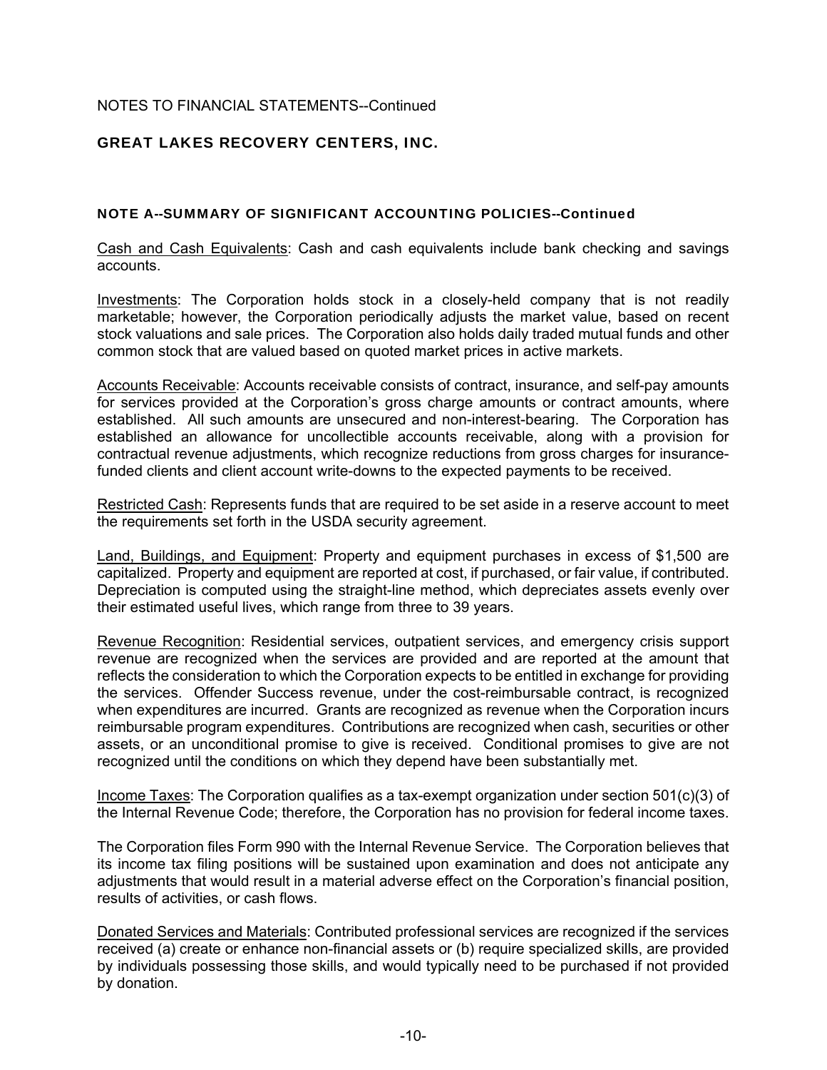NOTES TO FINANCIAL STATEMENTS--Continued

## GREAT LAKES RECOVERY CENTERS, INC.

### NOTE A--SUMMARY OF SIGNIFICANT ACCOUNTING POLICIES--Continued

Cash and Cash Equivalents: Cash and cash equivalents include bank checking and savings accounts.

Investments: The Corporation holds stock in a closely-held company that is not readily marketable; however, the Corporation periodically adjusts the market value, based on recent stock valuations and sale prices. The Corporation also holds daily traded mutual funds and other common stock that are valued based on quoted market prices in active markets.

Accounts Receivable: Accounts receivable consists of contract, insurance, and self-pay amounts for services provided at the Corporation's gross charge amounts or contract amounts, where established. All such amounts are unsecured and non-interest-bearing. The Corporation has established an allowance for uncollectible accounts receivable, along with a provision for contractual revenue adjustments, which recognize reductions from gross charges for insurance-funded clients and client account write-downs to the expected payments to be received.

Restricted Cash: Represents funds that are required to be set aside in a reserve account to meet the requirements set forth in the USDA security agreement.

Land, Buildings, and Equipment: Property and equipment purchases in excess of $1,500 are capitalized. Property and equipment are reported at cost, if purchased, or fair value, if contributed. Depreciation is computed using the straight-line method, which depreciates assets evenly over their estimated useful lives, which range from three to 39 years.

Revenue Recognition: Residential services, outpatient services, and emergency crisis support revenue are recognized when the services are provided and are reported at the amount that reflects the consideration to which the Corporation expects to be entitled in exchange for providing the services. Offender Success revenue, under the cost-reimbursable contract, is recognized when expenditures are incurred. Grants are recognized as revenue when the Corporation incurs reimbursable program expenditures. Contributions are recognized when cash, securities or other assets, or an unconditional promise to give is received. Conditional promises to give are not recognized until the conditions on which they depend have been substantially met.

Income Taxes: The Corporation qualifies as a tax-exempt organization under section 501(c)(3) of the Internal Revenue Code; therefore, the Corporation has no provision for federal income taxes.

The Corporation files Form 990 with the Internal Revenue Service. The Corporation believes that its income tax filing positions will be sustained upon examination and does not anticipate any adjustments that would result in a material adverse effect on the Corporation's financial position, results of activities, or cash flows.

Donated Services and Materials: Contributed professional services are recognized if the services received (a) create or enhance non-financial assets or (b) require specialized skills, are provided by individuals possessing those skills, and would typically need to be purchased if not provided by donation.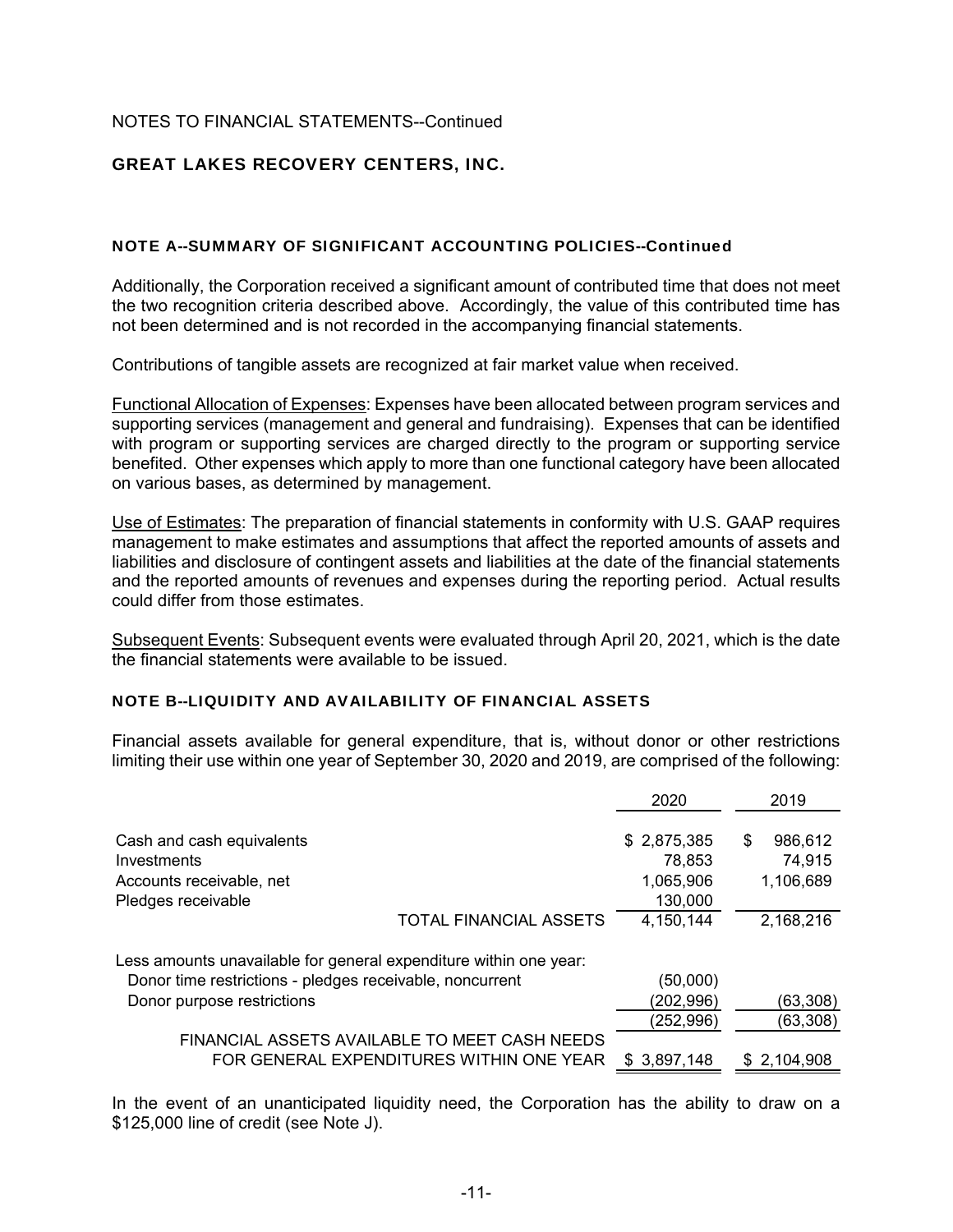NOTES TO FINANCIAL STATEMENTS--Continued

## GREAT LAKES RECOVERY CENTERS, INC.

### NOTE A--SUMMARY OF SIGNIFICANT ACCOUNTING POLICIES--Continued

Additionally, the Corporation received a significant amount of contributed time that does not meet the two recognition criteria described above. Accordingly, the value of this contributed time has not been determined and is not recorded in the accompanying financial statements.

Contributions of tangible assets are recognized at fair market value when received.

Functional Allocation of Expenses: Expenses have been allocated between program services and supporting services (management and general and fundraising). Expenses that can be identified with program or supporting services are charged directly to the program or supporting service benefited. Other expenses which apply to more than one functional category have been allocated on various bases, as determined by management.

Use of Estimates: The preparation of financial statements in conformity with U.S. GAAP requires management to make estimates and assumptions that affect the reported amounts of assets and liabilities and disclosure of contingent assets and liabilities at the date of the financial statements and the reported amounts of revenues and expenses during the reporting period. Actual results could differ from those estimates.

Subsequent Events: Subsequent events were evaluated through April 20, 2021, which is the date the financial statements were available to be issued.

### NOTE B--LIQUIDITY AND AVAILABILITY OF FINANCIAL ASSETS

Financial assets available for general expenditure, that is, without donor or other restrictions limiting their use within one year of September 30, 2020 and 2019, are comprised of the following:

| | 2020 | 2019 |
|---|---|---|
| Cash and cash equivalents | $ 2,875,385 | $ 986,612 |
| Investments | 78,853 | 74,915 |
| Accounts receivable, net | 1,065,906 | 1,106,689 |
| Pledges receivable | 130,000 | |
| TOTAL FINANCIAL ASSETS | 4,150,144 | 2,168,216 |
| Less amounts unavailable for general expenditure within one year: | | |
| Donor time restrictions - pledges receivable, noncurrent | (50,000) | |
| Donor purpose restrictions | (202,996) | (63,308) |
| | (252,996) | (63,308) |
| FINANCIAL ASSETS AVAILABLE TO MEET CASH NEEDS FOR GENERAL EXPENDITURES WITHIN ONE YEAR | $ 3,897,148 | $ 2,104,908 |

In the event of an unanticipated liquidity need, the Corporation has the ability to draw on a $125,000 line of credit (see Note J).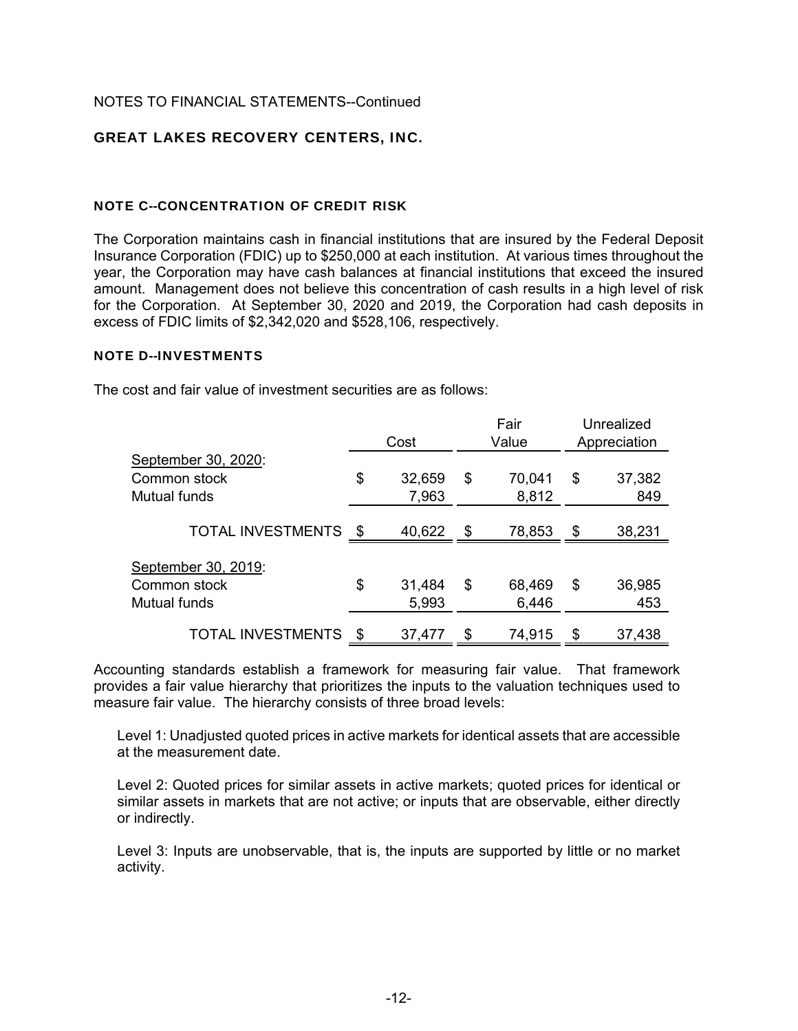NOTES TO FINANCIAL STATEMENTS--Continued

## GREAT LAKES RECOVERY CENTERS, INC.

### NOTE C--CONCENTRATION OF CREDIT RISK

The Corporation maintains cash in financial institutions that are insured by the Federal Deposit Insurance Corporation (FDIC) up to $250,000 at each institution. At various times throughout the year, the Corporation may have cash balances at financial institutions that exceed the insured amount. Management does not believe this concentration of cash results in a high level of risk for the Corporation. At September 30, 2020 and 2019, the Corporation had cash deposits in excess of FDIC limits of $2,342,020 and $528,106, respectively.

### NOTE D--INVESTMENTS

The cost and fair value of investment securities are as follows:

| | Cost | Fair Value | Unrealized Appreciation |
|---|---|---|---|
| September 30, 2020: | | | |
| Common stock | $ 32,659 | $ 70,041 | $ 37,382 |
| Mutual funds | 7,963 | 8,812 | 849 |
| TOTAL INVESTMENTS | $ 40,622 | $ 78,853 | $ 38,231 |
| September 30, 2019: | | | |
| Common stock | $ 31,484 | $ 68,469 | $ 36,985 |
| Mutual funds | 5,993 | 6,446 | 453 |
| TOTAL INVESTMENTS | $ 37,477 | $ 74,915 | $ 37,438 |

Accounting standards establish a framework for measuring fair value. That framework provides a fair value hierarchy that prioritizes the inputs to the valuation techniques used to measure fair value. The hierarchy consists of three broad levels:

Level 1: Unadjusted quoted prices in active markets for identical assets that are accessible at the measurement date.

Level 2: Quoted prices for similar assets in active markets; quoted prices for identical or similar assets in markets that are not active; or inputs that are observable, either directly or indirectly.

Level 3: Inputs are unobservable, that is, the inputs are supported by little or no market activity.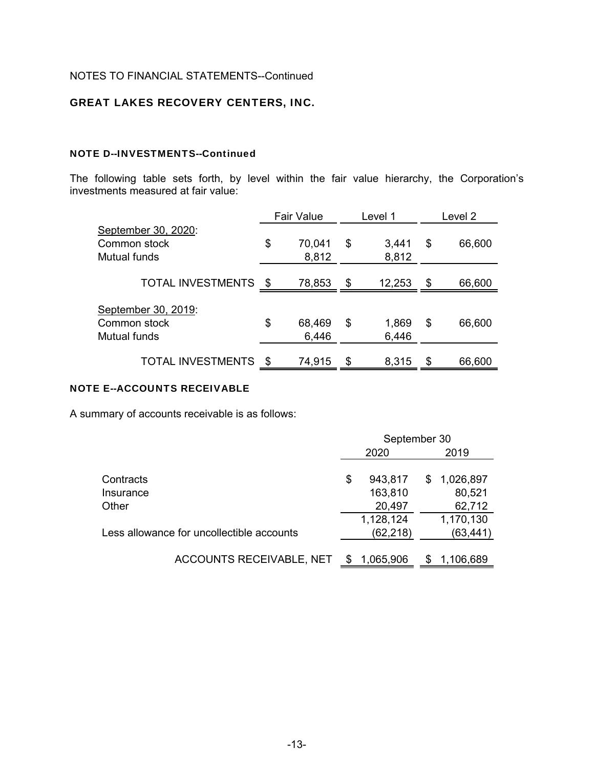NOTES TO FINANCIAL STATEMENTS--Continued

**GREAT LAKES RECOVERY CENTERS, INC.**

#### NOTE D--INVESTMENTS--Continued

The following table sets forth, by level within the fair value hierarchy, the Corporation's investments measured at fair value:

| | Fair Value | Level 1 | Level 2 |
|---|---|---|---|
| September 30, 2020: | | | |
| Common stock | $ 70,041 | $ 3,441 | $ 66,600 |
| Mutual funds | 8,812 | 8,812 | |
| TOTAL INVESTMENTS | $ 78,853 | $ 12,253 | $ 66,600 |
| September 30, 2019: | | | |
| Common stock | $ 68,469 | $ 1,869 | $ 66,600 |
| Mutual funds | 6,446 | 6,446 | |
| TOTAL INVESTMENTS | $ 74,915 | $ 8,315 | $ 66,600 |

#### NOTE E--ACCOUNTS RECEIVABLE

A summary of accounts receivable is as follows:

| | September 30 | |
|---|---|---|
| | 2020 | 2019 |
| Contracts | $ 943,817 | $ 1,026,897 |
| Insurance | 163,810 | 80,521 |
| Other | 20,497 | 62,712 |
| | 1,128,124 | 1,170,130 |
| Less allowance for uncollectible accounts | (62,218) | (63,441) |
| ACCOUNTS RECEIVABLE, NET | $ 1,065,906 | $ 1,106,689 |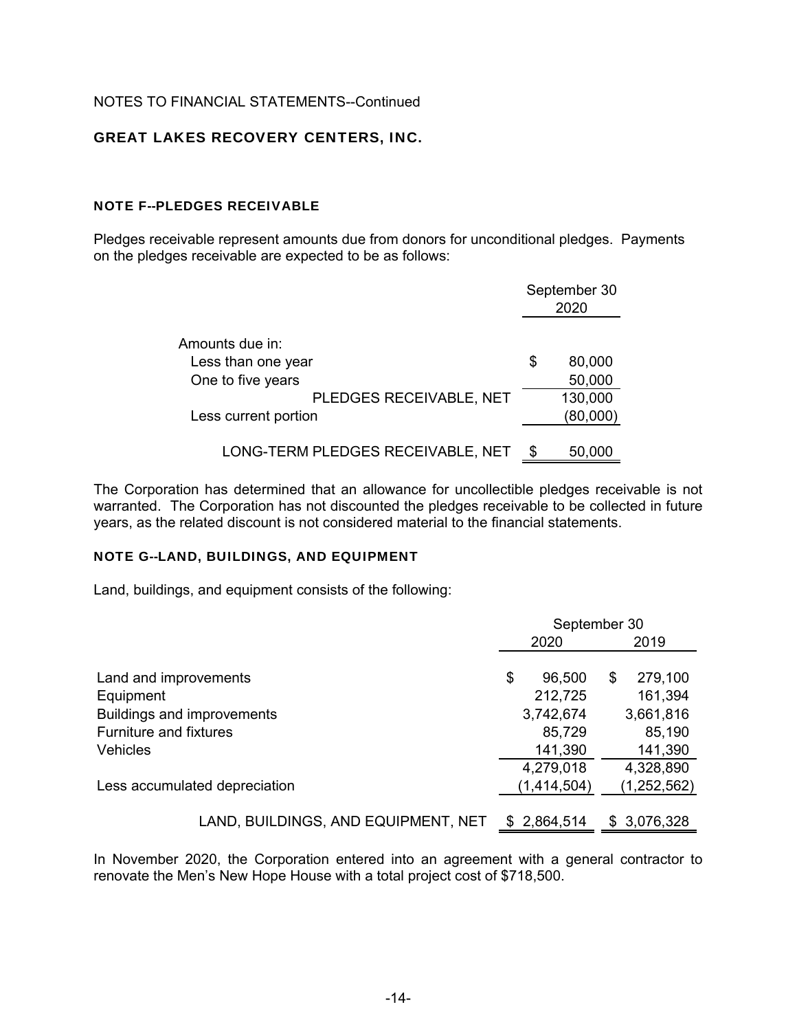NOTES TO FINANCIAL STATEMENTS--Continued

## GREAT LAKES RECOVERY CENTERS, INC.

### NOTE F--PLEDGES RECEIVABLE

Pledges receivable represent amounts due from donors for unconditional pledges. Payments on the pledges receivable are expected to be as follows:

| | September 30 2020 |
|---|---|
| Amounts due in: | |
| Less than one year | $ 80,000 |
| One to five years | 50,000 |
| PLEDGES RECEIVABLE, NET | 130,000 |
| Less current portion | (80,000) |
| LONG-TERM PLEDGES RECEIVABLE, NET | $ 50,000 |

The Corporation has determined that an allowance for uncollectible pledges receivable is not warranted. The Corporation has not discounted the pledges receivable to be collected in future years, as the related discount is not considered material to the financial statements.

### NOTE G--LAND, BUILDINGS, AND EQUIPMENT

Land, buildings, and equipment consists of the following:

| | September 30 | |
|---|---|---|
| | 2020 | 2019 |
| Land and improvements | $ 96,500 | $ 279,100 |
| Equipment | 212,725 | 161,394 |
| Buildings and improvements | 3,742,674 | 3,661,816 |
| Furniture and fixtures | 85,729 | 85,190 |
| Vehicles | 141,390 | 141,390 |
| | 4,279,018 | 4,328,890 |
| Less accumulated depreciation | (1,414,504) | (1,252,562) |
| LAND, BUILDINGS, AND EQUIPMENT, NET | $ 2,864,514 | $ 3,076,328 |

In November 2020, the Corporation entered into an agreement with a general contractor to renovate the Men's New Hope House with a total project cost of $718,500.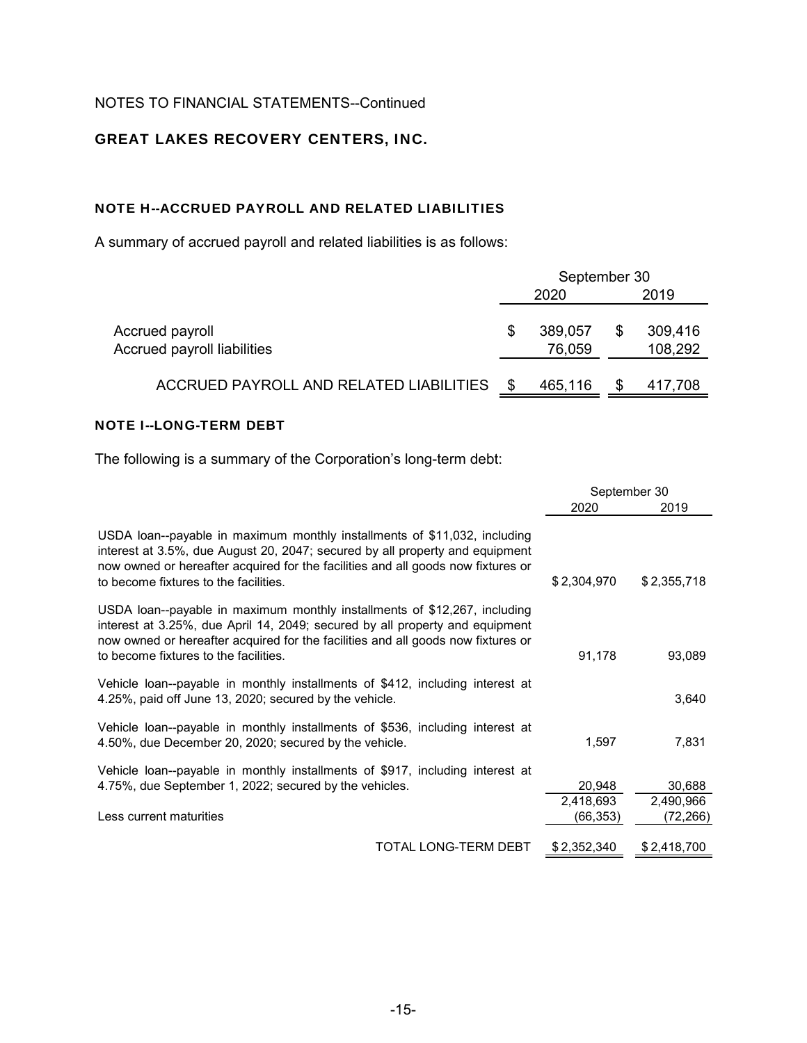NOTES TO FINANCIAL STATEMENTS--Continued

## GREAT LAKES RECOVERY CENTERS, INC.

### NOTE H--ACCRUED PAYROLL AND RELATED LIABILITIES

A summary of accrued payroll and related liabilities is as follows:

| | September 30 | |
|---|---|---|
| | 2020 | 2019 |
| Accrued payroll | $ 389,057 | $ 309,416 |
| Accrued payroll liabilities | 76,059 | 108,292 |
| ACCRUED PAYROLL AND RELATED LIABILITIES | $ 465,116 | $ 417,708 |

### NOTE I--LONG-TERM DEBT

The following is a summary of the Corporation's long-term debt:

| | September 30 | |
|---|---|---|
| | 2020 | 2019 |
| USDA loan--payable in maximum monthly installments of $11,032, including interest at 3.5%, due August 20, 2047; secured by all property and equipment now owned or hereafter acquired for the facilities and all goods now fixtures or to become fixtures to the facilities. | $ 2,304,970 | $ 2,355,718 |
| USDA loan--payable in maximum monthly installments of $12,267, including interest at 3.25%, due April 14, 2049; secured by all property and equipment now owned or hereafter acquired for the facilities and all goods now fixtures or to become fixtures to the facilities. | 91,178 | 93,089 |
| Vehicle loan--payable in monthly installments of $412, including interest at 4.25%, paid off June 13, 2020; secured by the vehicle. | | 3,640 |
| Vehicle loan--payable in monthly installments of $536, including interest at 4.50%, due December 20, 2020; secured by the vehicle. | 1,597 | 7,831 |
| Vehicle loan--payable in monthly installments of $917, including interest at 4.75%, due September 1, 2022; secured by the vehicles. | 20,948 | 30,688 |
| | 2,418,693 | 2,490,966 |
| Less current maturities | (66,353) | (72,266) |
| TOTAL LONG-TERM DEBT | $ 2,352,340 | $ 2,418,700 |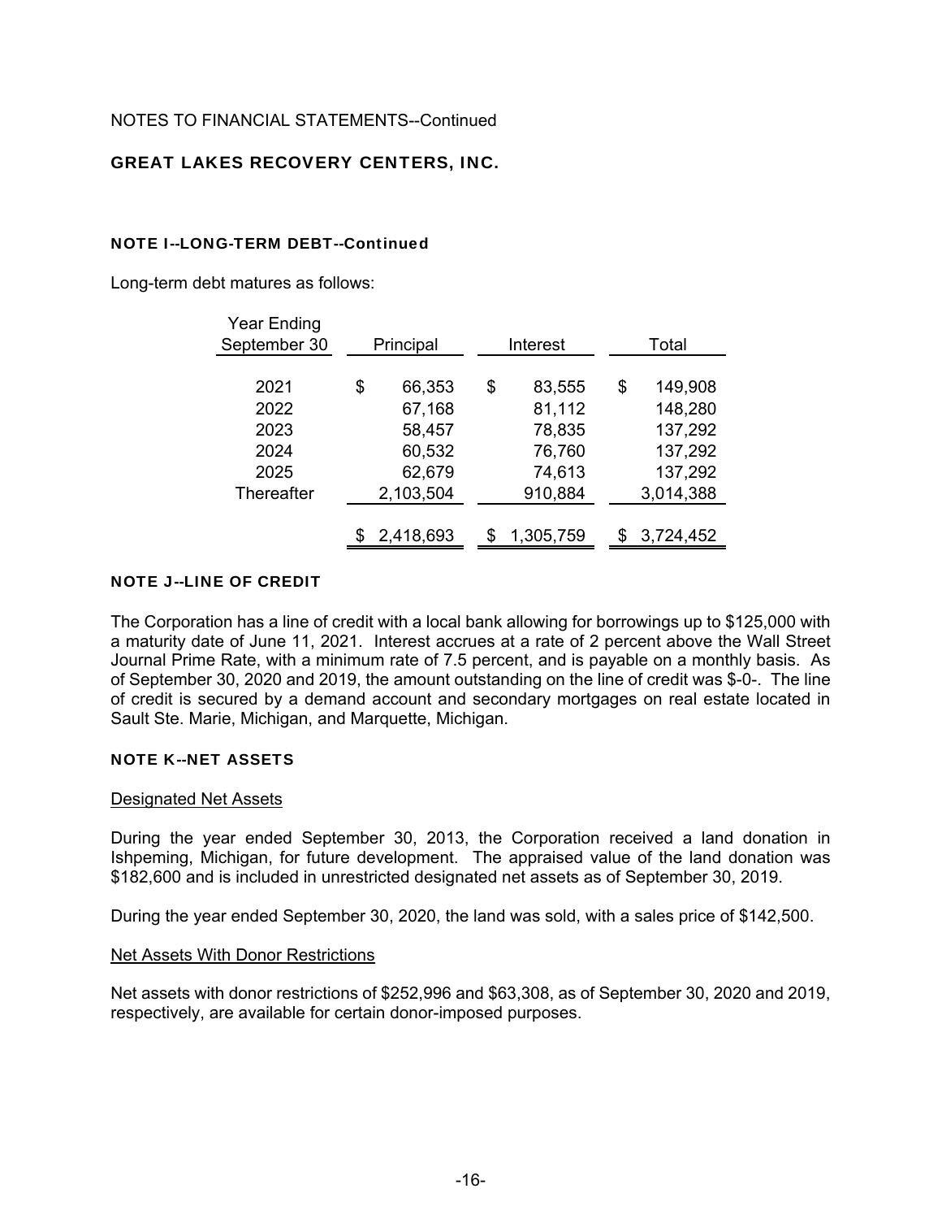NOTES TO FINANCIAL STATEMENTS--Continued

## GREAT LAKES RECOVERY CENTERS, INC.

### NOTE I--LONG-TERM DEBT--Continued

Long-term debt matures as follows:

| Year Ending September 30 | Principal | Interest | Total |
|---|---|---|---|
| 2021 | $ 66,353 | $ 83,555 | $ 149,908 |
| 2022 | 67,168 | 81,112 | 148,280 |
| 2023 | 58,457 | 78,835 | 137,292 |
| 2024 | 60,532 | 76,760 | 137,292 |
| 2025 | 62,679 | 74,613 | 137,292 |
| Thereafter | 2,103,504 | 910,884 | 3,014,388 |
| | $ 2,418,693 | $ 1,305,759 | $ 3,724,452 |

### NOTE J--LINE OF CREDIT

The Corporation has a line of credit with a local bank allowing for borrowings up to $125,000 with a maturity date of June 11, 2021. Interest accrues at a rate of 2 percent above the Wall Street Journal Prime Rate, with a minimum rate of 7.5 percent, and is payable on a monthly basis. As of September 30, 2020 and 2019, the amount outstanding on the line of credit was $-0-. The line of credit is secured by a demand account and secondary mortgages on real estate located in Sault Ste. Marie, Michigan, and Marquette, Michigan.

### NOTE K--NET ASSETS

Designated Net Assets

During the year ended September 30, 2013, the Corporation received a land donation in Ishpeming, Michigan, for future development. The appraised value of the land donation was $182,600 and is included in unrestricted designated net assets as of September 30, 2019.

During the year ended September 30, 2020, the land was sold, with a sales price of $142,500.

Net Assets With Donor Restrictions

Net assets with donor restrictions of $252,996 and $63,308, as of September 30, 2020 and 2019, respectively, are available for certain donor-imposed purposes.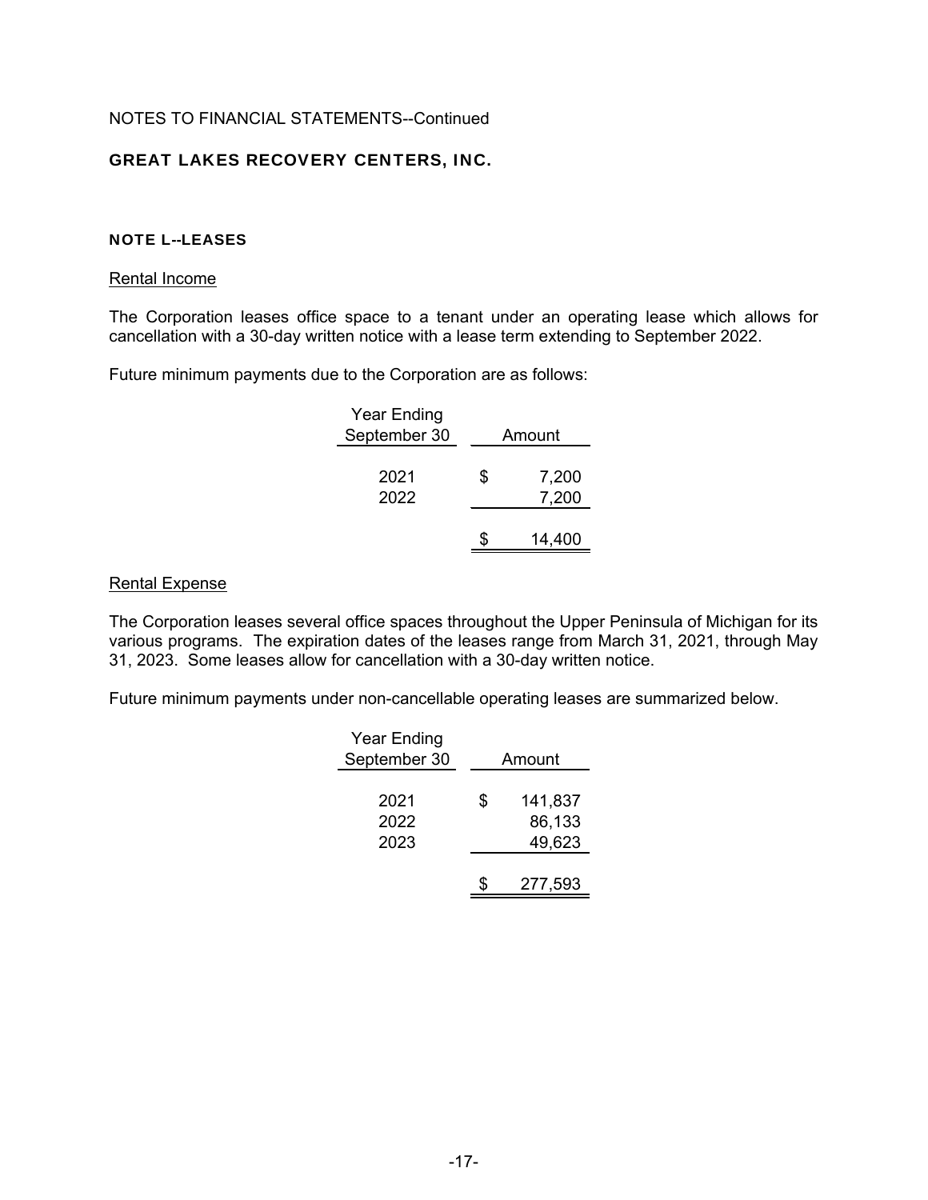NOTES TO FINANCIAL STATEMENTS--Continued

**GREAT LAKES RECOVERY CENTERS, INC.**

**NOTE L--LEASES**

Rental Income

The Corporation leases office space to a tenant under an operating lease which allows for cancellation with a 30-day written notice with a lease term extending to September 2022.

Future minimum payments due to the Corporation are as follows:

| Year Ending September 30 | Amount |
|---|---|
| 2021 | $ 7,200 |
| 2022 | 7,200 |
| | $ 14,400 |

Rental Expense

The Corporation leases several office spaces throughout the Upper Peninsula of Michigan for its various programs. The expiration dates of the leases range from March 31, 2021, through May 31, 2023. Some leases allow for cancellation with a 30-day written notice.

Future minimum payments under non-cancellable operating leases are summarized below.

| Year Ending September 30 | Amount |
|---|---|
| 2021 | $ 141,837 |
| 2022 | 86,133 |
| 2023 | 49,623 |
| | $ 277,593 |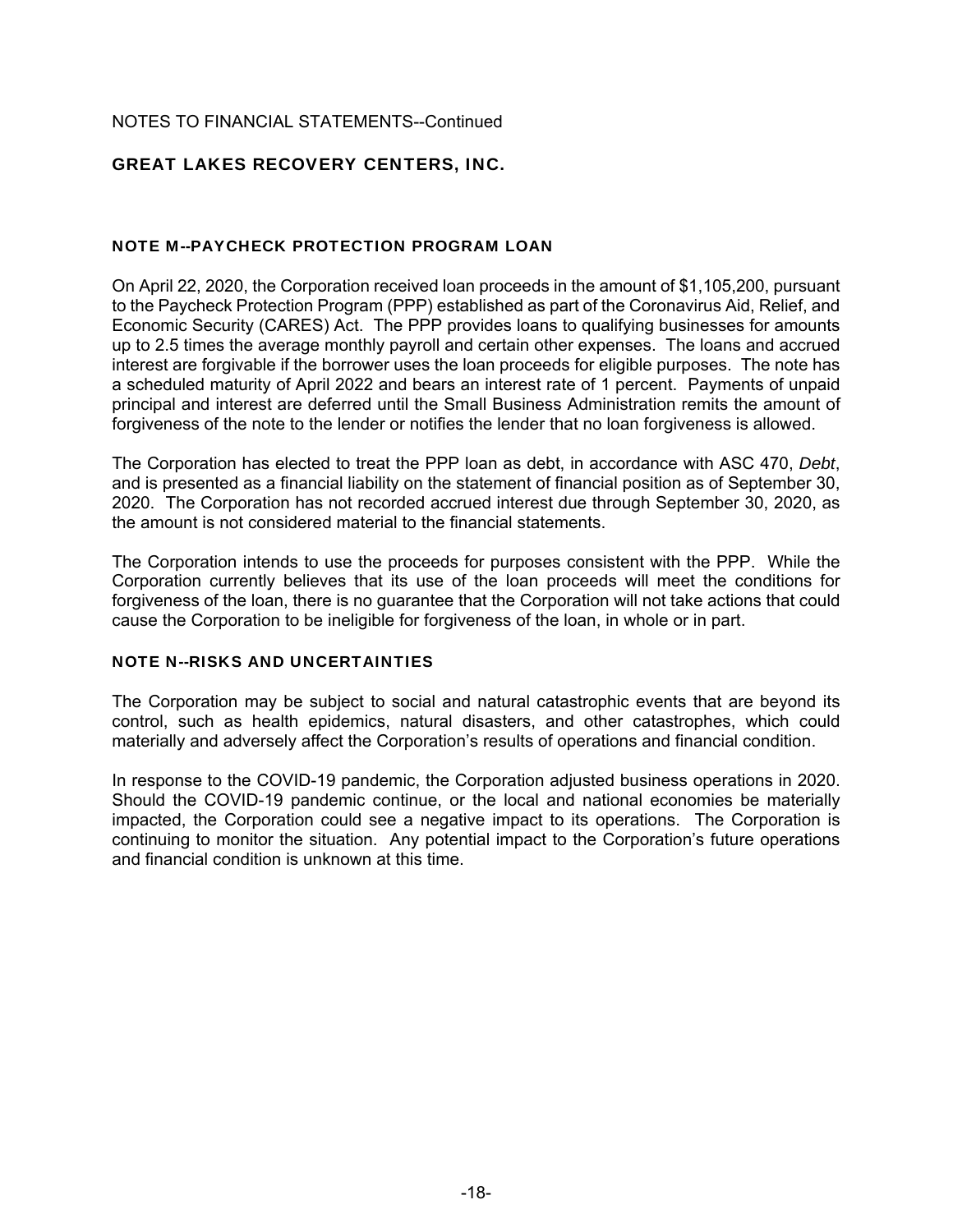NOTES TO FINANCIAL STATEMENTS--Continued

## GREAT LAKES RECOVERY CENTERS, INC.

### NOTE M--PAYCHECK PROTECTION PROGRAM LOAN

On April 22, 2020, the Corporation received loan proceeds in the amount of $1,105,200, pursuant to the Paycheck Protection Program (PPP) established as part of the Coronavirus Aid, Relief, and Economic Security (CARES) Act. The PPP provides loans to qualifying businesses for amounts up to 2.5 times the average monthly payroll and certain other expenses. The loans and accrued interest are forgivable if the borrower uses the loan proceeds for eligible purposes. The note has a scheduled maturity of April 2022 and bears an interest rate of 1 percent. Payments of unpaid principal and interest are deferred until the Small Business Administration remits the amount of forgiveness of the note to the lender or notifies the lender that no loan forgiveness is allowed.

The Corporation has elected to treat the PPP loan as debt, in accordance with ASC 470, *Debt*, and is presented as a financial liability on the statement of financial position as of September 30, 2020. The Corporation has not recorded accrued interest due through September 30, 2020, as the amount is not considered material to the financial statements.

The Corporation intends to use the proceeds for purposes consistent with the PPP. While the Corporation currently believes that its use of the loan proceeds will meet the conditions for forgiveness of the loan, there is no guarantee that the Corporation will not take actions that could cause the Corporation to be ineligible for forgiveness of the loan, in whole or in part.

### NOTE N--RISKS AND UNCERTAINTIES

The Corporation may be subject to social and natural catastrophic events that are beyond its control, such as health epidemics, natural disasters, and other catastrophes, which could materially and adversely affect the Corporation's results of operations and financial condition.

In response to the COVID-19 pandemic, the Corporation adjusted business operations in 2020. Should the COVID-19 pandemic continue, or the local and national economies be materially impacted, the Corporation could see a negative impact to its operations. The Corporation is continuing to monitor the situation. Any potential impact to the Corporation's future operations and financial condition is unknown at this time.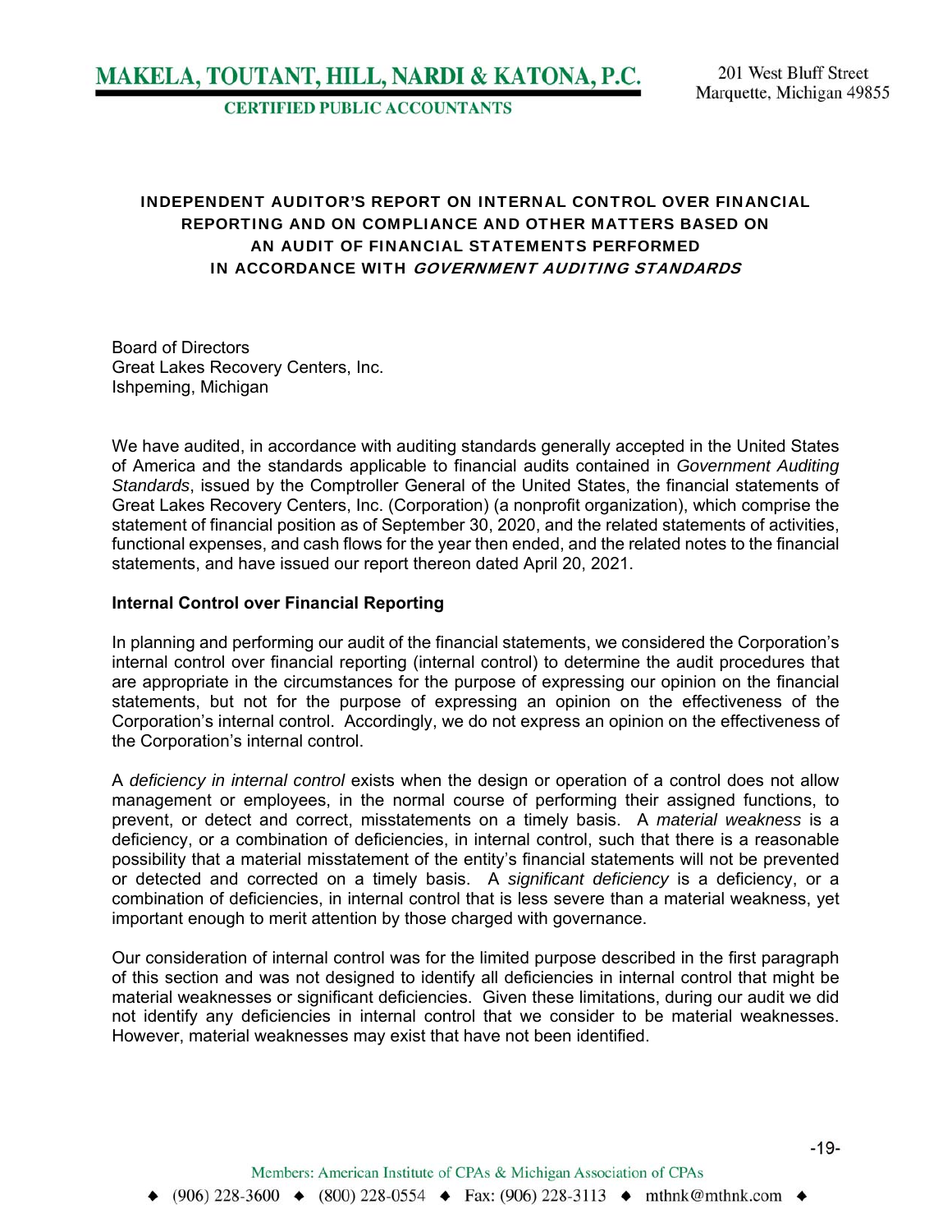MAKELA, TOUTANT, HILL, NARDI & KATONA, P.C.
CERTIFIED PUBLIC ACCOUNTANTS

201 West Bluff Street
Marquette, Michigan 49855

## INDEPENDENT AUDITOR'S REPORT ON INTERNAL CONTROL OVER FINANCIAL REPORTING AND ON COMPLIANCE AND OTHER MATTERS BASED ON AN AUDIT OF FINANCIAL STATEMENTS PERFORMED IN ACCORDANCE WITH *GOVERNMENT AUDITING STANDARDS*

Board of Directors
Great Lakes Recovery Centers, Inc.
Ishpeming, Michigan

We have audited, in accordance with auditing standards generally accepted in the United States of America and the standards applicable to financial audits contained in *Government Auditing Standards*, issued by the Comptroller General of the United States, the financial statements of Great Lakes Recovery Centers, Inc. (Corporation) (a nonprofit organization), which comprise the statement of financial position as of September 30, 2020, and the related statements of activities, functional expenses, and cash flows for the year then ended, and the related notes to the financial statements, and have issued our report thereon dated April 20, 2021.

**Internal Control over Financial Reporting**

In planning and performing our audit of the financial statements, we considered the Corporation's internal control over financial reporting (internal control) to determine the audit procedures that are appropriate in the circumstances for the purpose of expressing our opinion on the financial statements, but not for the purpose of expressing an opinion on the effectiveness of the Corporation's internal control. Accordingly, we do not express an opinion on the effectiveness of the Corporation's internal control.

A *deficiency in internal control* exists when the design or operation of a control does not allow management or employees, in the normal course of performing their assigned functions, to prevent, or detect and correct, misstatements on a timely basis. A *material weakness* is a deficiency, or a combination of deficiencies, in internal control, such that there is a reasonable possibility that a material misstatement of the entity's financial statements will not be prevented or detected and corrected on a timely basis. A *significant deficiency* is a deficiency, or a combination of deficiencies, in internal control that is less severe than a material weakness, yet important enough to merit attention by those charged with governance.

Our consideration of internal control was for the limited purpose described in the first paragraph of this section and was not designed to identify all deficiencies in internal control that might be material weaknesses or significant deficiencies. Given these limitations, during our audit we did not identify any deficiencies in internal control that we consider to be material weaknesses. However, material weaknesses may exist that have not been identified.

Members: American Institute of CPAs & Michigan Association of CPAs
◆ (906) 228-3600 ◆ (800) 228-0554 ◆ Fax: (906) 228-3113 ◆ mthnk@mthnk.com ◆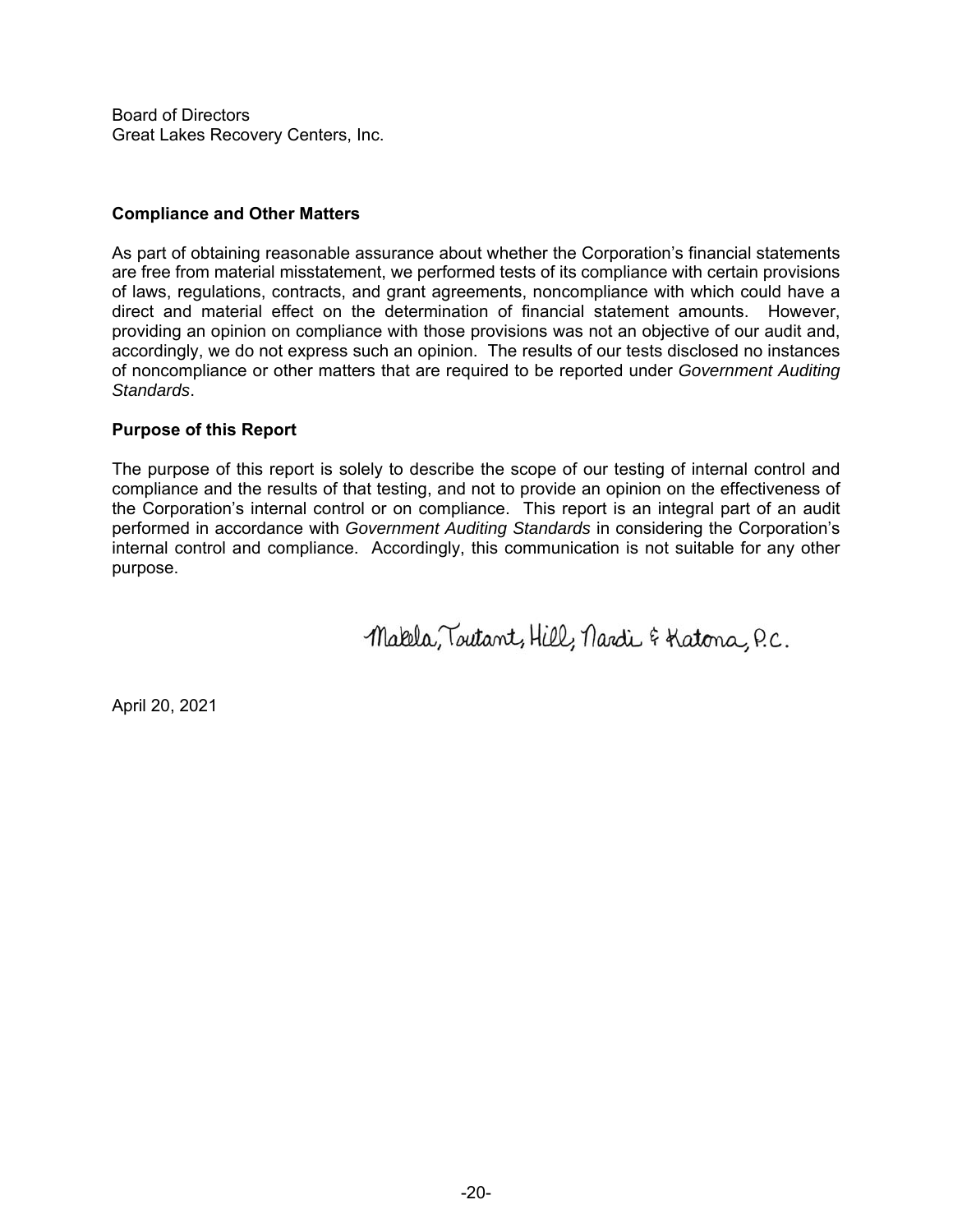Board of Directors
Great Lakes Recovery Centers, Inc.

**Compliance and Other Matters**

As part of obtaining reasonable assurance about whether the Corporation's financial statements are free from material misstatement, we performed tests of its compliance with certain provisions of laws, regulations, contracts, and grant agreements, noncompliance with which could have a direct and material effect on the determination of financial statement amounts. However, providing an opinion on compliance with those provisions was not an objective of our audit and, accordingly, we do not express such an opinion. The results of our tests disclosed no instances of noncompliance or other matters that are required to be reported under *Government Auditing Standards*.

**Purpose of this Report**

The purpose of this report is solely to describe the scope of our testing of internal control and compliance and the results of that testing, and not to provide an opinion on the effectiveness of the Corporation's internal control or on compliance. This report is an integral part of an audit performed in accordance with *Government Auditing Standards* in considering the Corporation's internal control and compliance. Accordingly, this communication is not suitable for any other purpose.

Makela, Toutant, Hill, Nardi & Katona, P.C.

April 20, 2021